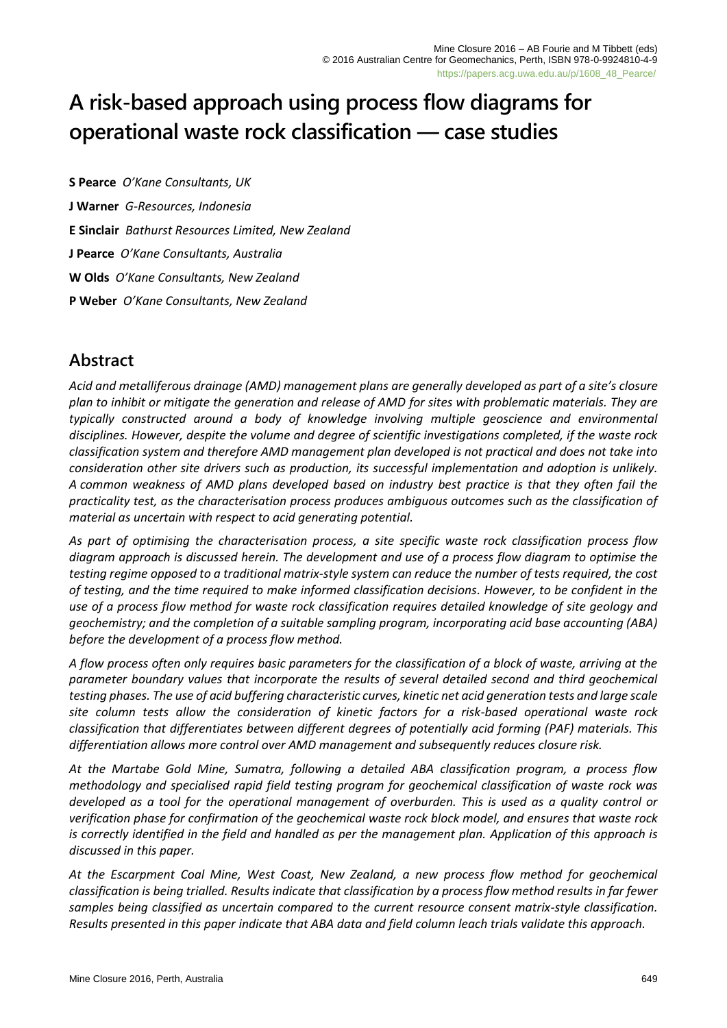# A risk-based approach using process flow diagrams for operational waste rock classification — case studies

**S Pearce** *O'Kane Consultants, UK*

**J Warner** *G-Resources, Indonesia*

**E Sinclair** *Bathurst Resources Limited, New Zealand*

**J Pearce** *O'Kane Consultants, Australia*

**W Olds** *O'Kane Consultants, New Zealand*

**P Weber** *O'Kane Consultants, New Zealand*

## Abstract

*Acid and metalliferous drainage (AMD) management plans are generally developed as part of a site's closure plan to inhibit or mitigate the generation and release of AMD for sites with problematic materials. They are typically constructed around a body of knowledge involving multiple geoscience and environmental disciplines. However, despite the volume and degree of scientific investigations completed, if the waste rock classification system and therefore AMD management plan developed is not practical and does not take into consideration other site drivers such as production, its successful implementation and adoption is unlikely. A common weakness of AMD plans developed based on industry best practice is that they often fail the practicality test, as the characterisation process produces ambiguous outcomes such as the classification of material as uncertain with respect to acid generating potential.*

*As part of optimising the characterisation process, a site specific waste rock classification process flow diagram approach is discussed herein. The development and use of a process flow diagram to optimise the testing regime opposed to a traditional matrix-style system can reduce the number of tests required, the cost of testing, and the time required to make informed classification decisions. However, to be confident in the use of a process flow method for waste rock classification requires detailed knowledge of site geology and geochemistry; and the completion of a suitable sampling program, incorporating acid base accounting (ABA) before the development of a process flow method.*

*A flow process often only requires basic parameters for the classification of a block of waste, arriving at the parameter boundary values that incorporate the results of several detailed second and third geochemical testing phases. The use of acid buffering characteristic curves, kinetic net acid generation tests and large scale site column tests allow the consideration of kinetic factors for a risk-based operational waste rock classification that differentiates between different degrees of potentially acid forming (PAF) materials. This differentiation allows more control over AMD management and subsequently reduces closure risk.*

*At the Martabe Gold Mine, Sumatra, following a detailed ABA classification program, a process flow methodology and specialised rapid field testing program for geochemical classification of waste rock was developed as a tool for the operational management of overburden. This is used as a quality control or verification phase for confirmation of the geochemical waste rock block model, and ensures that waste rock is correctly identified in the field and handled as per the management plan. Application of this approach is discussed in this paper.*

*At the Escarpment Coal Mine, West Coast, New Zealand, a new process flow method for geochemical classification is being trialled. Results indicate that classification by a process flow method results in far fewer samples being classified as uncertain compared to the current resource consent matrix-style classification. Results presented in this paper indicate that ABA data and field column leach trials validate this approach.*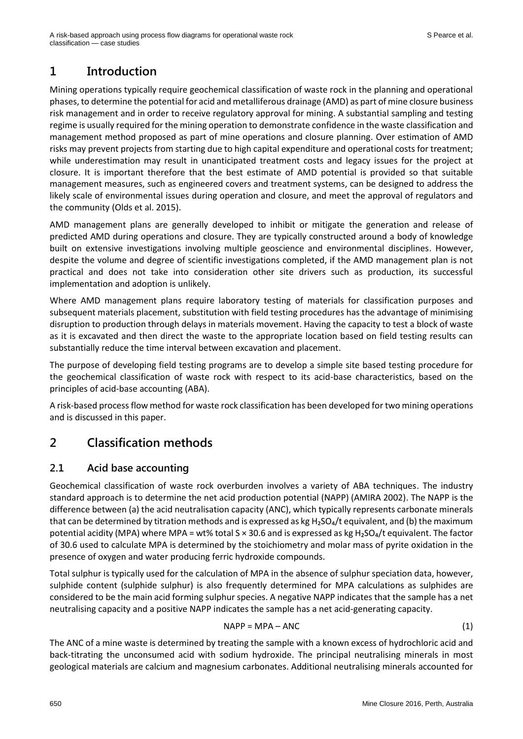# 1 Introduction

Mining operations typically require geochemical classification of waste rock in the planning and operational phases, to determine the potential for acid and metalliferous drainage (AMD) as part of mine closure business risk management and in order to receive regulatory approval for mining. A substantial sampling and testing regime is usually required for the mining operation to demonstrate confidence in the waste classification and management method proposed as part of mine operations and closure planning. Over estimation of AMD risks may prevent projects from starting due to high capital expenditure and operational costs for treatment; while underestimation may result in unanticipated treatment costs and legacy issues for the project at closure. It is important therefore that the best estimate of AMD potential is provided so that suitable management measures, such as engineered covers and treatment systems, can be designed to address the likely scale of environmental issues during operation and closure, and meet the approval of regulators and the community (Olds et al. 2015).

AMD management plans are generally developed to inhibit or mitigate the generation and release of predicted AMD during operations and closure. They are typically constructed around a body of knowledge built on extensive investigations involving multiple geoscience and environmental disciplines. However, despite the volume and degree of scientific investigations completed, if the AMD management plan is not practical and does not take into consideration other site drivers such as production, its successful implementation and adoption is unlikely.

Where AMD management plans require laboratory testing of materials for classification purposes and subsequent materials placement, substitution with field testing procedures has the advantage of minimising disruption to production through delays in materials movement. Having the capacity to test a block of waste as it is excavated and then direct the waste to the appropriate location based on field testing results can substantially reduce the time interval between excavation and placement.

The purpose of developing field testing programs are to develop a simple site based testing procedure for the geochemical classification of waste rock with respect to its acid-base characteristics, based on the principles of acid-base accounting (ABA).

A risk-based process flow method for waste rock classification has been developed for two mining operations and is discussed in this paper.

# 2 Classification methods

## 2.1 Acid base accounting

Geochemical classification of waste rock overburden involves a variety of ABA techniques. The industry standard approach is to determine the net acid production potential (NAPP) (AMIRA 2002). The NAPP is the difference between (a) the acid neutralisation capacity (ANC), which typically represents carbonate minerals that can be determined by titration methods and is expressed as kg $H_2SO_4$/t equivalent, and (b) the maximum potential acidity (MPA) where MPA = wt% total S × 30.6 and is expressed as kg $H_2SO_4$/t equivalent. The factor of 30.6 used to calculate MPA is determined by the stoichiometry and molar mass of pyrite oxidation in the presence of oxygen and water producing ferric hydroxide compounds.

Total sulphur is typically used for the calculation of MPA in the absence of sulphur speciation data, however, sulphide content (sulphide sulphur) is also frequently determined for MPA calculations as sulphides are considered to be the main acid forming sulphur species. A negative NAPP indicates that the sample has a net neutralising capacity and a positive NAPP indicates the sample has a net acid-generating capacity.

$$\text{NAPP} = \text{MPA} - \text{ANC} \tag{1}$$

The ANC of a mine waste is determined by treating the sample with a known excess of hydrochloric acid and back-titrating the unconsumed acid with sodium hydroxide. The principal neutralising minerals in most geological materials are calcium and magnesium carbonates. Additional neutralising minerals accounted for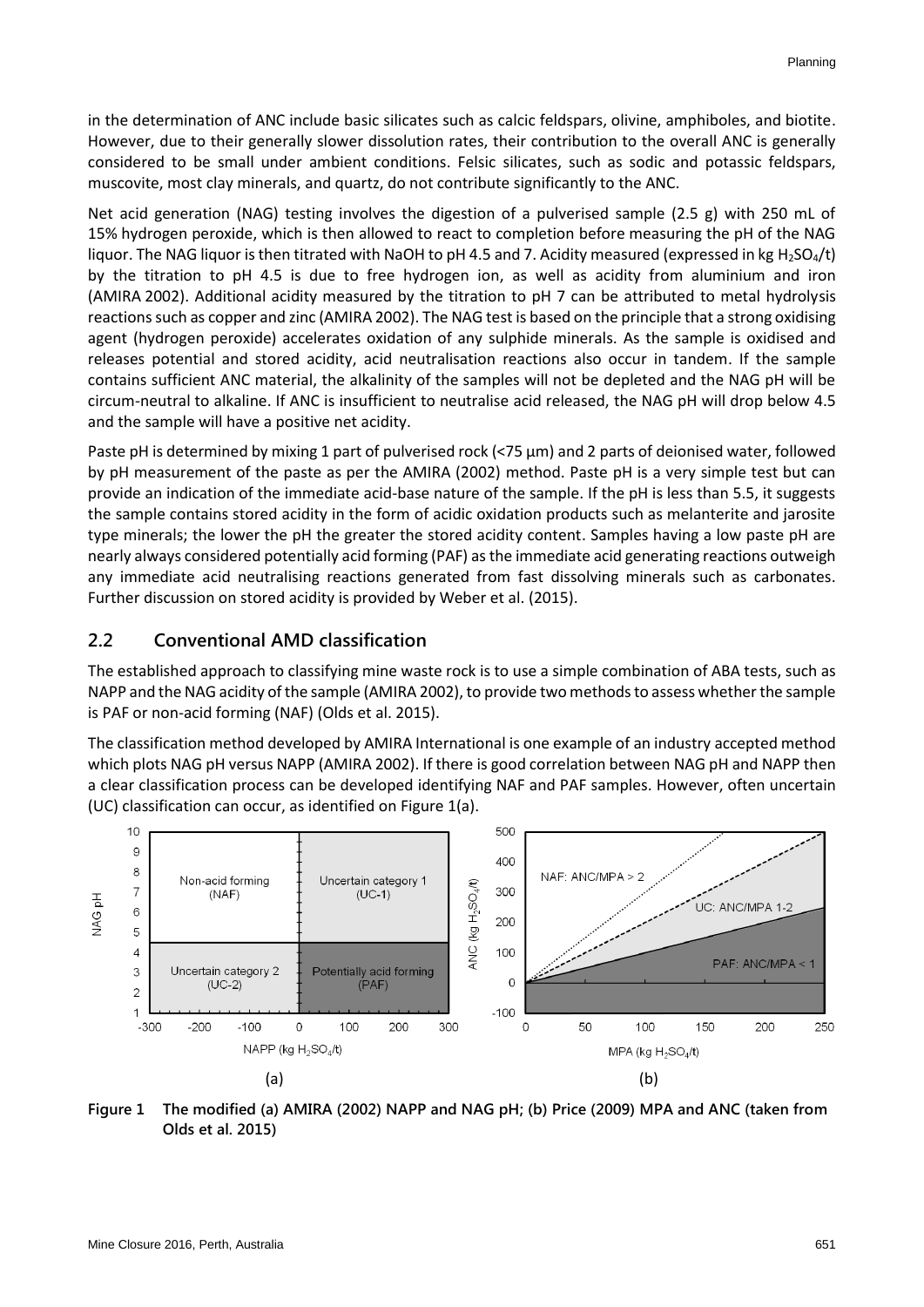in the determination of ANC include basic silicates such as calcic feldspars, olivine, amphiboles, and biotite. However, due to their generally slower dissolution rates, their contribution to the overall ANC is generally considered to be small under ambient conditions. Felsic silicates, such as sodic and potassic feldspars, muscovite, most clay minerals, and quartz, do not contribute significantly to the ANC.

Net acid generation (NAG) testing involves the digestion of a pulverised sample (2.5 g) with 250 mL of 15% hydrogen peroxide, which is then allowed to react to completion before measuring the pH of the NAG liquor. The NAG liquor is then titrated with NaOH to pH 4.5 and 7. Acidity measured (expressed in kg $H_2SO_4$/t) by the titration to pH 4.5 is due to free hydrogen ion, as well as acidity from aluminium and iron (AMIRA 2002). Additional acidity measured by the titration to pH 7 can be attributed to metal hydrolysis reactions such as copper and zinc (AMIRA 2002). The NAG test is based on the principle that a strong oxidising agent (hydrogen peroxide) accelerates oxidation of any sulphide minerals. As the sample is oxidised and releases potential and stored acidity, acid neutralisation reactions also occur in tandem. If the sample contains sufficient ANC material, the alkalinity of the samples will not be depleted and the NAG pH will be circum-neutral to alkaline. If ANC is insufficient to neutralise acid released, the NAG pH will drop below 4.5 and the sample will have a positive net acidity.

Paste pH is determined by mixing 1 part of pulverised rock (<75 µm) and 2 parts of deionised water, followed by pH measurement of the paste as per the AMIRA (2002) method. Paste pH is a very simple test but can provide an indication of the immediate acid-base nature of the sample. If the pH is less than 5.5, it suggests the sample contains stored acidity in the form of acidic oxidation products such as melanterite and jarosite type minerals; the lower the pH the greater the stored acidity content. Samples having a low paste pH are nearly always considered potentially acid forming (PAF) as the immediate acid generating reactions outweigh any immediate acid neutralising reactions generated from fast dissolving minerals such as carbonates. Further discussion on stored acidity is provided by Weber et al. (2015).

## 2.2 Conventional AMD classification

The established approach to classifying mine waste rock is to use a simple combination of ABA tests, such as NAPP and the NAG acidity of the sample (AMIRA 2002), to provide two methods to assess whether the sample is PAF or non-acid forming (NAF) (Olds et al. 2015).

The classification method developed by AMIRA International is one example of an industry accepted method which plots NAG pH versus NAPP (AMIRA 2002). If there is good correlation between NAG pH and NAPP then a clear classification process can be developed identifying NAF and PAF samples. However, often uncertain (UC) classification can occur, as identified on Figure 1(a).

(a)
NAG pH
Non-acid forming (NAF)
Uncertain category 1 (UC-1)
Uncertain category 2 (UC-2)
Potentially acid forming (PAF)
NAPP (kg $H_2SO_4$/t)
-300 -200 -100 0 100 200 300
1 2 3 4 5 6 7 8 9 10

(b)
ANC (kg $H_2SO_4$/t)
NAF: ANC/MPA > 2
UC: ANC/MPA 1-2
PAF: ANC/MPA < 1
MPA (kg $H_2SO_4$/t)
0 50 100 150 200 250
-100 0 100 200 300 400 500

**Figure 1 The modified (a) AMIRA (2002) NAPP and NAG pH; (b) Price (2009) MPA and ANC (taken from Olds et al. 2015)**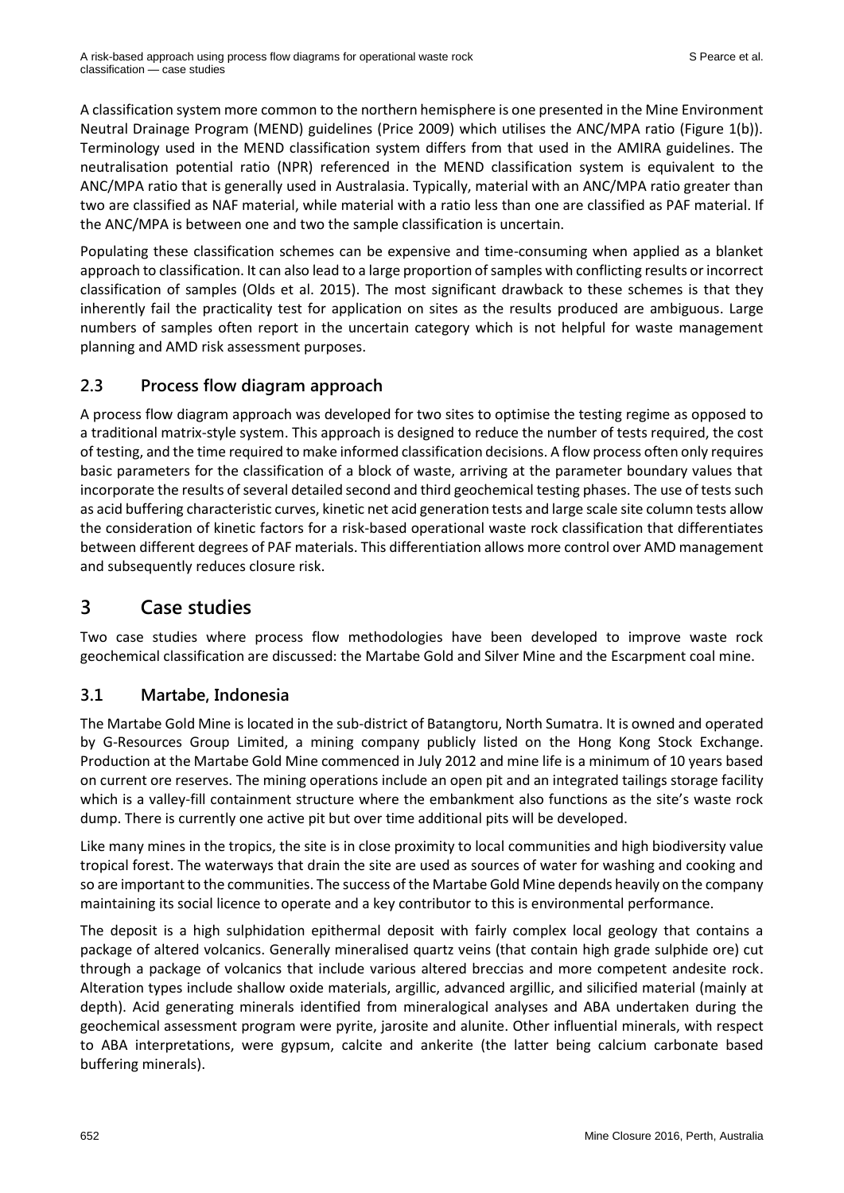A classification system more common to the northern hemisphere is one presented in the Mine Environment Neutral Drainage Program (MEND) guidelines (Price 2009) which utilises the ANC/MPA ratio (Figure 1(b)). Terminology used in the MEND classification system differs from that used in the AMIRA guidelines. The neutralisation potential ratio (NPR) referenced in the MEND classification system is equivalent to the ANC/MPA ratio that is generally used in Australasia. Typically, material with an ANC/MPA ratio greater than two are classified as NAF material, while material with a ratio less than one are classified as PAF material. If the ANC/MPA is between one and two the sample classification is uncertain.

Populating these classification schemes can be expensive and time-consuming when applied as a blanket approach to classification. It can also lead to a large proportion of samples with conflicting results or incorrect classification of samples (Olds et al. 2015). The most significant drawback to these schemes is that they inherently fail the practicality test for application on sites as the results produced are ambiguous. Large numbers of samples often report in the uncertain category which is not helpful for waste management planning and AMD risk assessment purposes.

### 2.3 Process flow diagram approach

A process flow diagram approach was developed for two sites to optimise the testing regime as opposed to a traditional matrix-style system. This approach is designed to reduce the number of tests required, the cost of testing, and the time required to make informed classification decisions. A flow process often only requires basic parameters for the classification of a block of waste, arriving at the parameter boundary values that incorporate the results of several detailed second and third geochemical testing phases. The use of tests such as acid buffering characteristic curves, kinetic net acid generation tests and large scale site column tests allow the consideration of kinetic factors for a risk-based operational waste rock classification that differentiates between different degrees of PAF materials. This differentiation allows more control over AMD management and subsequently reduces closure risk.

## 3 Case studies

Two case studies where process flow methodologies have been developed to improve waste rock geochemical classification are discussed: the Martabe Gold and Silver Mine and the Escarpment coal mine.

### 3.1 Martabe, Indonesia

The Martabe Gold Mine is located in the sub-district of Batangtoru, North Sumatra. It is owned and operated by G-Resources Group Limited, a mining company publicly listed on the Hong Kong Stock Exchange. Production at the Martabe Gold Mine commenced in July 2012 and mine life is a minimum of 10 years based on current ore reserves. The mining operations include an open pit and an integrated tailings storage facility which is a valley-fill containment structure where the embankment also functions as the site's waste rock dump. There is currently one active pit but over time additional pits will be developed.

Like many mines in the tropics, the site is in close proximity to local communities and high biodiversity value tropical forest. The waterways that drain the site are used as sources of water for washing and cooking and so are important to the communities. The success of the Martabe Gold Mine depends heavily on the company maintaining its social licence to operate and a key contributor to this is environmental performance.

The deposit is a high sulphidation epithermal deposit with fairly complex local geology that contains a package of altered volcanics. Generally mineralised quartz veins (that contain high grade sulphide ore) cut through a package of volcanics that include various altered breccias and more competent andesite rock. Alteration types include shallow oxide materials, argillic, advanced argillic, and silicified material (mainly at depth). Acid generating minerals identified from mineralogical analyses and ABA undertaken during the geochemical assessment program were pyrite, jarosite and alunite. Other influential minerals, with respect to ABA interpretations, were gypsum, calcite and ankerite (the latter being calcium carbonate based buffering minerals).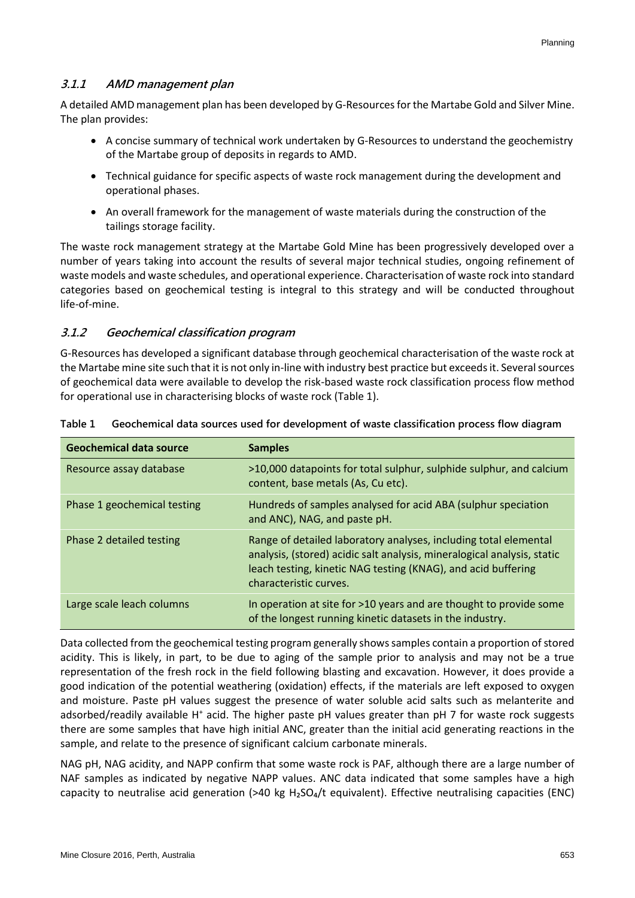### *3.1.1 AMD management plan*

A detailed AMD management plan has been developed by G-Resources for the Martabe Gold and Silver Mine. The plan provides:

- A concise summary of technical work undertaken by G-Resources to understand the geochemistry of the Martabe group of deposits in regards to AMD.
- Technical guidance for specific aspects of waste rock management during the development and operational phases.
- An overall framework for the management of waste materials during the construction of the tailings storage facility.

The waste rock management strategy at the Martabe Gold Mine has been progressively developed over a number of years taking into account the results of several major technical studies, ongoing refinement of waste models and waste schedules, and operational experience. Characterisation of waste rock into standard categories based on geochemical testing is integral to this strategy and will be conducted throughout life-of-mine.

### *3.1.2 Geochemical classification program*

G-Resources has developed a significant database through geochemical characterisation of the waste rock at the Martabe mine site such that it is not only in-line with industry best practice but exceeds it. Several sources of geochemical data were available to develop the risk-based waste rock classification process flow method for operational use in characterising blocks of waste rock (Table 1).

**Table 1 Geochemical data sources used for development of waste classification process flow diagram**

| Geochemical data source | Samples |
|---|---|
| Resource assay database | >10,000 datapoints for total sulphur, sulphide sulphur, and calcium content, base metals (As, Cu etc). |
| Phase 1 geochemical testing | Hundreds of samples analysed for acid ABA (sulphur speciation and ANC), NAG, and paste pH. |
| Phase 2 detailed testing | Range of detailed laboratory analyses, including total elemental analysis, (stored) acidic salt analysis, mineralogical analysis, static leach testing, kinetic NAG testing (KNAG), and acid buffering characteristic curves. |
| Large scale leach columns | In operation at site for >10 years and are thought to provide some of the longest running kinetic datasets in the industry. |

Data collected from the geochemical testing program generally shows samples contain a proportion of stored acidity. This is likely, in part, to be due to aging of the sample prior to analysis and may not be a true representation of the fresh rock in the field following blasting and excavation. However, it does provide a good indication of the potential weathering (oxidation) effects, if the materials are left exposed to oxygen and moisture. Paste pH values suggest the presence of water soluble acid salts such as melanterite and adsorbed/readily available $H^+$ acid. The higher paste pH values greater than pH 7 for waste rock suggests there are some samples that have high initial ANC, greater than the initial acid generating reactions in the sample, and relate to the presence of significant calcium carbonate minerals.

NAG pH, NAG acidity, and NAPP confirm that some waste rock is PAF, although there are a large number of NAF samples as indicated by negative NAPP values. ANC data indicated that some samples have a high capacity to neutralise acid generation (>40 kg $H_2SO_4$/t equivalent). Effective neutralising capacities (ENC)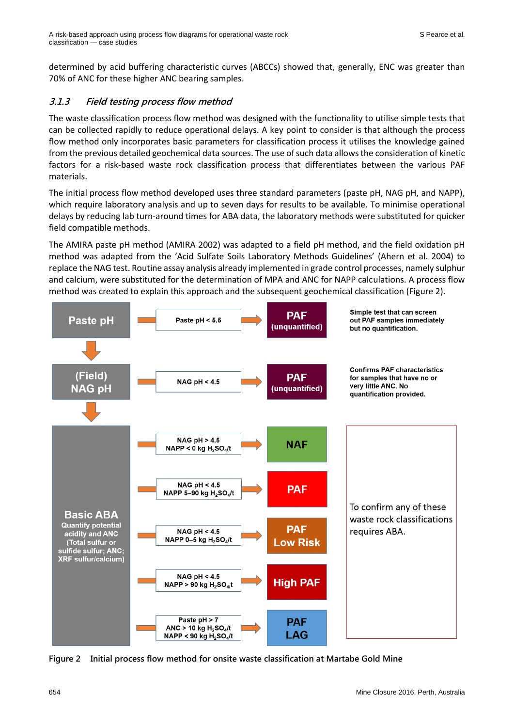determined by acid buffering characteristic curves (ABCCs) showed that, generally, ENC was greater than 70% of ANC for these higher ANC bearing samples.

### *3.1.3 Field testing process flow method*

The waste classification process flow method was designed with the functionality to utilise simple tests that can be collected rapidly to reduce operational delays. A key point to consider is that although the process flow method only incorporates basic parameters for classification process it utilises the knowledge gained from the previous detailed geochemical data sources. The use of such data allows the consideration of kinetic factors for a risk-based waste rock classification process that differentiates between the various PAF materials.

The initial process flow method developed uses three standard parameters (paste pH, NAG pH, and NAPP), which require laboratory analysis and up to seven days for results to be available. To minimise operational delays by reducing lab turn-around times for ABA data, the laboratory methods were substituted for quicker field compatible methods.

The AMIRA paste pH method (AMIRA 2002) was adapted to a field pH method, and the field oxidation pH method was adapted from the 'Acid Sulfate Soils Laboratory Methods Guidelines' (Ahern et al. 2004) to replace the NAG test. Routine assay analysis already implemented in grade control processes, namely sulphur and calcium, were substituted for the determination of MPA and ANC for NAPP calculations. A process flow method was created to explain this approach and the subsequent geochemical classification (Figure 2).

Paste pH

Paste pH < 5.5

PAF (unquantified)

Simple test that can screen out PAF samples immediately but no quantification.

(Field) NAG pH

NAG pH < 4.5

PAF (unquantified)

Confirms PAF characteristics for samples that have no or very little ANC. No quantification provided.

Basic ABA
Quantify potential acidity and ANC (Total sulfur or sulfide sulfur; ANC; XRF sulfur/calcium)

NAG pH > 4.5
NAPP < 0 kg $H_2SO_4$/t

NAF

NAG pH < 4.5
NAPP 5–90 kg $H_2SO_4$/t

PAF

NAG pH < 4.5
NAPP 0–5 kg $H_2SO_4$/t

PAF Low Risk

NAG pH < 4.5
NAPP > 90 kg $H_2SO_4$/t

High PAF

Paste pH > 7
ANC > 10 kg $H_2SO_4$/t
NAPP < 90 kg $H_2SO_4$/t

PAF LAG

To confirm any of these waste rock classifications requires ABA.

**Figure 2 Initial process flow method for onsite waste classification at Martabe Gold Mine**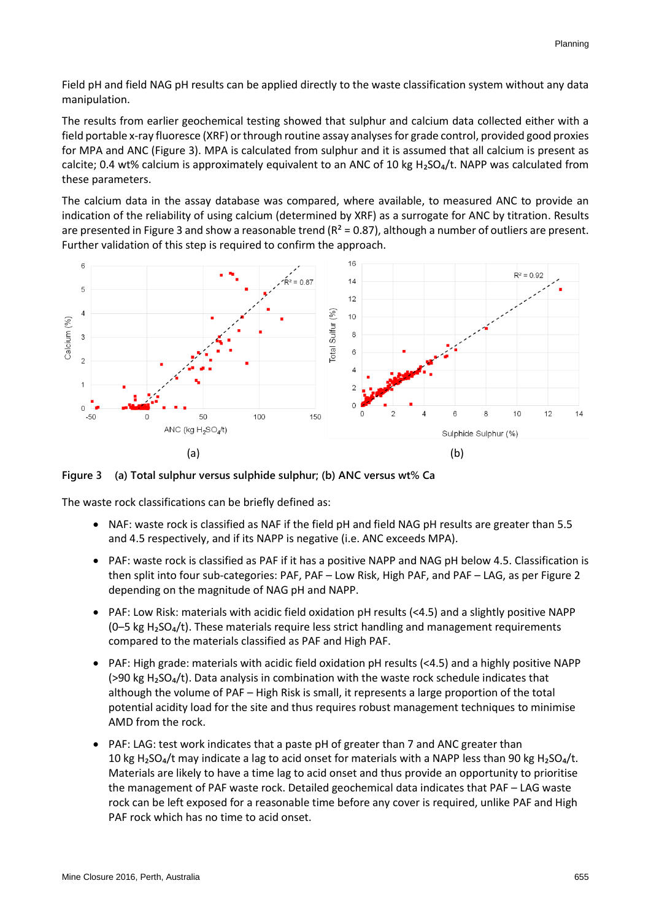Field pH and field NAG pH results can be applied directly to the waste classification system without any data manipulation.

The results from earlier geochemical testing showed that sulphur and calcium data collected either with a field portable x-ray fluoresce (XRF) or through routine assay analyses for grade control, provided good proxies for MPA and ANC (Figure 3). MPA is calculated from sulphur and it is assumed that all calcium is present as calcite; 0.4 wt% calcium is approximately equivalent to an ANC of 10 kg $H_2SO_4$/t. NAPP was calculated from these parameters.

The calcium data in the assay database was compared, where available, to measured ANC to provide an indication of the reliability of using calcium (determined by XRF) as a surrogate for ANC by titration. Results are presented in Figure 3 and show a reasonable trend ($R^2$ = 0.87), although a number of outliers are present. Further validation of this step is required to confirm the approach.

(a) (b)

**Figure 3 (a) Total sulphur versus sulphide sulphur; (b) ANC versus wt% Ca**

The waste rock classifications can be briefly defined as:

- NAF: waste rock is classified as NAF if the field pH and field NAG pH results are greater than 5.5 and 4.5 respectively, and if its NAPP is negative (i.e. ANC exceeds MPA).
- PAF: waste rock is classified as PAF if it has a positive NAPP and NAG pH below 4.5. Classification is then split into four sub-categories: PAF, PAF – Low Risk, High PAF, and PAF – LAG, as per Figure 2 depending on the magnitude of NAG pH and NAPP.
- PAF: Low Risk: materials with acidic field oxidation pH results (<4.5) and a slightly positive NAPP (0–5 kg $H_2SO_4$/t). These materials require less strict handling and management requirements compared to the materials classified as PAF and High PAF.
- PAF: High grade: materials with acidic field oxidation pH results (<4.5) and a highly positive NAPP (>90 kg $H_2SO_4$/t). Data analysis in combination with the waste rock schedule indicates that although the volume of PAF – High Risk is small, it represents a large proportion of the total potential acidity load for the site and thus requires robust management techniques to minimise AMD from the rock.
- PAF: LAG: test work indicates that a paste pH of greater than 7 and ANC greater than 10 kg $H_2SO_4$/t may indicate a lag to acid onset for materials with a NAPP less than 90 kg $H_2SO_4$/t. Materials are likely to have a time lag to acid onset and thus provide an opportunity to prioritise the management of PAF waste rock. Detailed geochemical data indicates that PAF – LAG waste rock can be left exposed for a reasonable time before any cover is required, unlike PAF and High PAF rock which has no time to acid onset.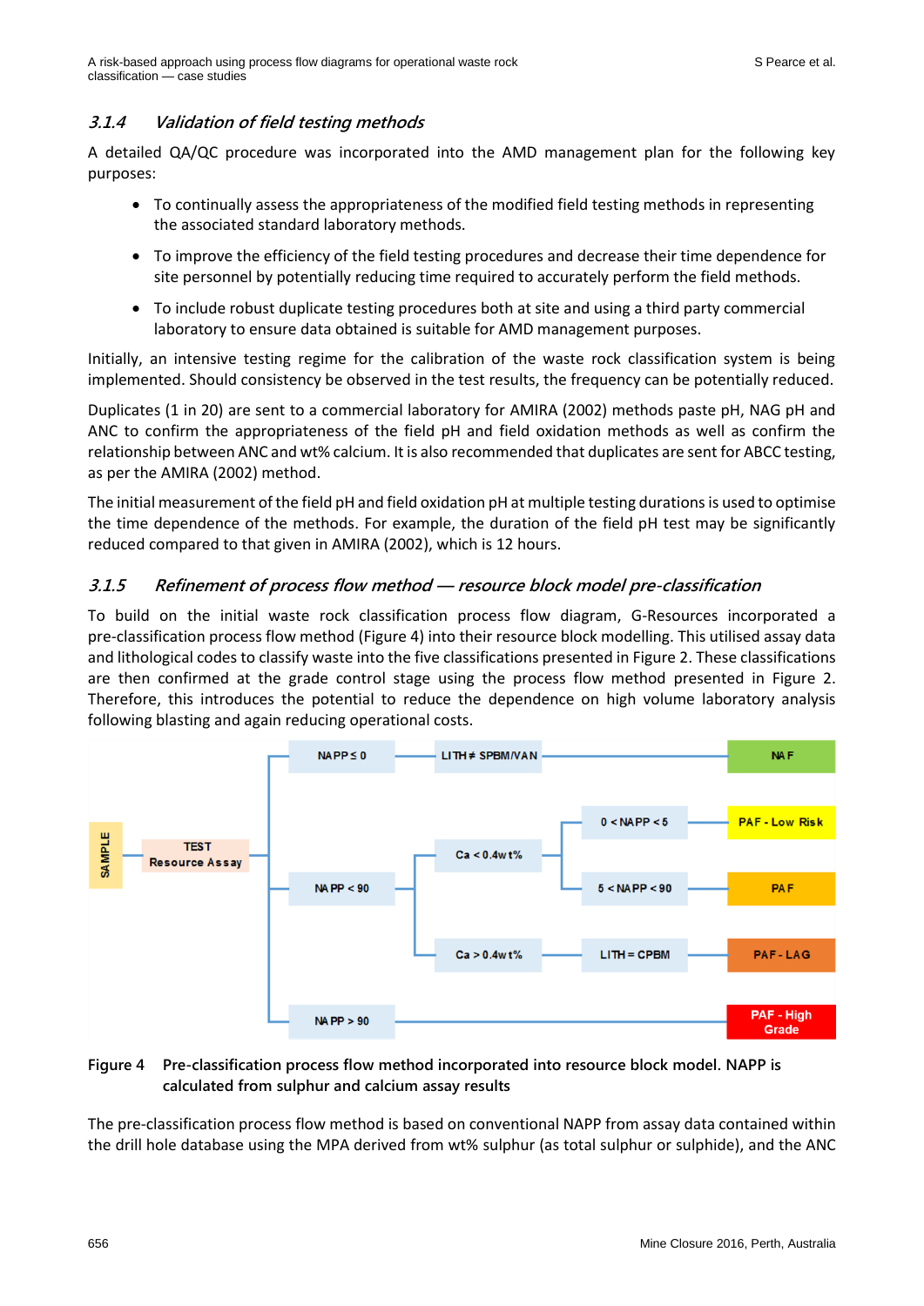### 3.1.4 *Validation of field testing methods*

A detailed QA/QC procedure was incorporated into the AMD management plan for the following key purposes:

- To continually assess the appropriateness of the modified field testing methods in representing the associated standard laboratory methods.
- To improve the efficiency of the field testing procedures and decrease their time dependence for site personnel by potentially reducing time required to accurately perform the field methods.
- To include robust duplicate testing procedures both at site and using a third party commercial laboratory to ensure data obtained is suitable for AMD management purposes.

Initially, an intensive testing regime for the calibration of the waste rock classification system is being implemented. Should consistency be observed in the test results, the frequency can be potentially reduced.

Duplicates (1 in 20) are sent to a commercial laboratory for AMIRA (2002) methods paste pH, NAG pH and ANC to confirm the appropriateness of the field pH and field oxidation methods as well as confirm the relationship between ANC and wt% calcium. It is also recommended that duplicates are sent for ABCC testing, as per the AMIRA (2002) method.

The initial measurement of the field pH and field oxidation pH at multiple testing durations is used to optimise the time dependence of the methods. For example, the duration of the field pH test may be significantly reduced compared to that given in AMIRA (2002), which is 12 hours.

### 3.1.5 *Refinement of process flow method — resource block model pre-classification*

To build on the initial waste rock classification process flow diagram, G-Resources incorporated a pre-classification process flow method (Figure 4) into their resource block modelling. This utilised assay data and lithological codes to classify waste into the five classifications presented in Figure 2. These classifications are then confirmed at the grade control stage using the process flow method presented in Figure 2. Therefore, this introduces the potential to reduce the dependence on high volume laboratory analysis following blasting and again reducing operational costs.

SAMPLE

TEST Resource Assay

NAPP ≤ 0

LITH ≠ SPBM/VAN

NAF

NAPP < 90

Ca < 0.4wt%

0 < NAPP < 5

PAF - Low Risk

5 < NAPP < 90

PAF

Ca > 0.4wt%

LITH = CPBM

PAF - LAG

NAPP > 90

PAF - High Grade

**Figure 4 Pre-classification process flow method incorporated into resource block model. NAPP is calculated from sulphur and calcium assay results**

The pre-classification process flow method is based on conventional NAPP from assay data contained within the drill hole database using the MPA derived from wt% sulphur (as total sulphur or sulphide), and the ANC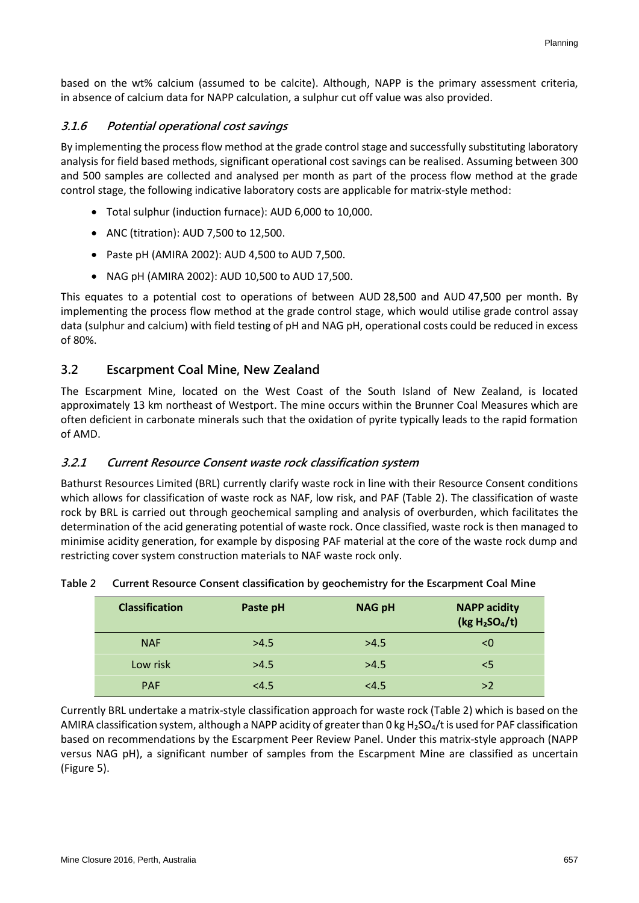based on the wt% calcium (assumed to be calcite). Although, NAPP is the primary assessment criteria, in absence of calcium data for NAPP calculation, a sulphur cut off value was also provided.

### *3.1.6 Potential operational cost savings*

By implementing the process flow method at the grade control stage and successfully substituting laboratory analysis for field based methods, significant operational cost savings can be realised. Assuming between 300 and 500 samples are collected and analysed per month as part of the process flow method at the grade control stage, the following indicative laboratory costs are applicable for matrix-style method:

- Total sulphur (induction furnace): AUD 6,000 to 10,000.
- ANC (titration): AUD 7,500 to 12,500.
- Paste pH (AMIRA 2002): AUD 4,500 to AUD 7,500.
- NAG pH (AMIRA 2002): AUD 10,500 to AUD 17,500.

This equates to a potential cost to operations of between AUD 28,500 and AUD 47,500 per month. By implementing the process flow method at the grade control stage, which would utilise grade control assay data (sulphur and calcium) with field testing of pH and NAG pH, operational costs could be reduced in excess of 80%.

## 3.2 Escarpment Coal Mine, New Zealand

The Escarpment Mine, located on the West Coast of the South Island of New Zealand, is located approximately 13 km northeast of Westport. The mine occurs within the Brunner Coal Measures which are often deficient in carbonate minerals such that the oxidation of pyrite typically leads to the rapid formation of AMD.

### *3.2.1 Current Resource Consent waste rock classification system*

Bathurst Resources Limited (BRL) currently clarify waste rock in line with their Resource Consent conditions which allows for classification of waste rock as NAF, low risk, and PAF (Table 2). The classification of waste rock by BRL is carried out through geochemical sampling and analysis of overburden, which facilitates the determination of the acid generating potential of waste rock. Once classified, waste rock is then managed to minimise acidity generation, for example by disposing PAF material at the core of the waste rock dump and restricting cover system construction materials to NAF waste rock only.

**Table 2 Current Resource Consent classification by geochemistry for the Escarpment Coal Mine**

| Classification | Paste pH | NAG pH | NAPP acidity (kg $H_2SO_4$/t) |
|---|---|---|---|
| NAF | >4.5 | >4.5 | <0 |
| Low risk | >4.5 | >4.5 | <5 |
| PAF | <4.5 | <4.5 | >2 |

Currently BRL undertake a matrix-style classification approach for waste rock (Table 2) which is based on the AMIRA classification system, although a NAPP acidity of greater than 0 kg $H_2SO_4$/t is used for PAF classification based on recommendations by the Escarpment Peer Review Panel. Under this matrix-style approach (NAPP versus NAG pH), a significant number of samples from the Escarpment Mine are classified as uncertain (Figure 5).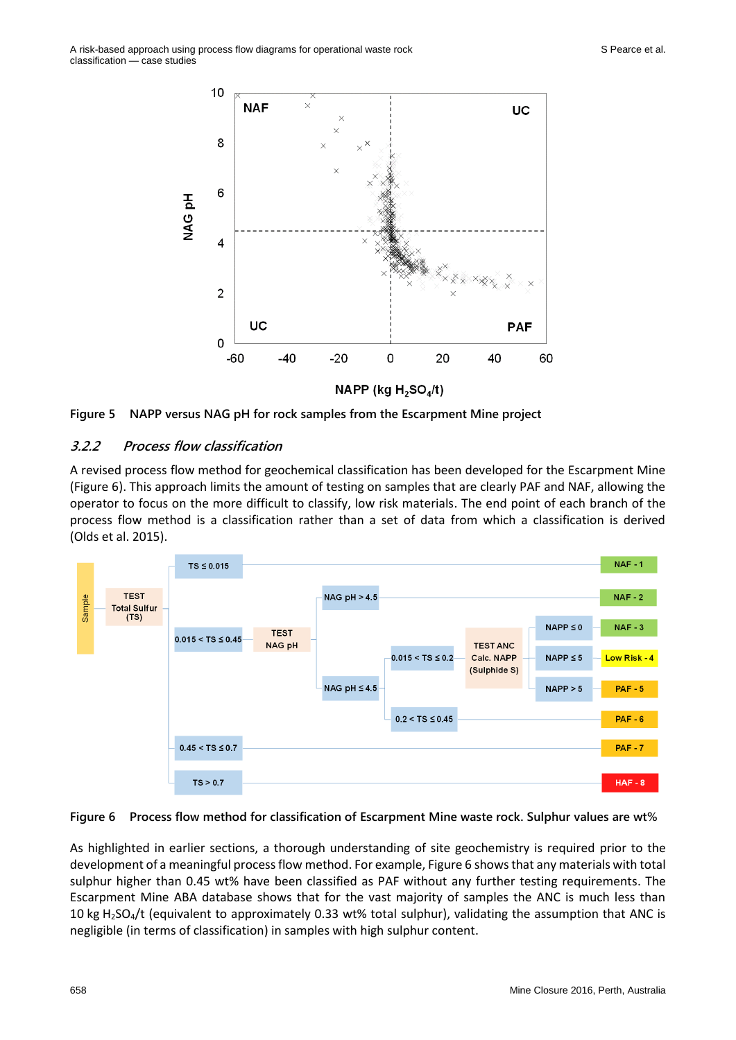10

8

6

4

2

0

NAG pH

NAF

UC

UC

PAF

-60 -40 -20 0 20 40 60

NAPP (kg $H_2SO_4$/t)

**Figure 5** NAPP versus NAG pH for rock samples from the Escarpment Mine project

### *3.2.2 Process flow classification*

A revised process flow method for geochemical classification has been developed for the Escarpment Mine (Figure 6). This approach limits the amount of testing on samples that are clearly PAF and NAF, allowing the operator to focus on the more difficult to classify, low risk materials. The end point of each branch of the process flow method is a classification rather than a set of data from which a classification is derived (Olds et al. 2015).

Sample

TEST Total Sulfur (TS)

TS ≤ 0.015

0.015 < TS ≤ 0.45

0.45 < TS ≤ 0.7

TS > 0.7

TEST NAG pH

NAG pH > 4.5

NAG pH ≤ 4.5

0.015 < TS ≤ 0.2

0.2 < TS ≤ 0.45

TEST ANC Calc. NAPP (Sulphide S)

NAPP ≤ 0

NAPP ≤ 5

NAPP > 5

NAF - 1

NAF - 2

NAF - 3

Low Risk - 4

PAF - 5

PAF - 6

PAF - 7

HAF - 8

**Figure 6** Process flow method for classification of Escarpment Mine waste rock. Sulphur values are wt%

As highlighted in earlier sections, a thorough understanding of site geochemistry is required prior to the development of a meaningful process flow method. For example, Figure 6 shows that any materials with total sulphur higher than 0.45 wt% have been classified as PAF without any further testing requirements. The Escarpment Mine ABA database shows that for the vast majority of samples the ANC is much less than 10 kg $H_2SO_4$/t (equivalent to approximately 0.33 wt% total sulphur), validating the assumption that ANC is negligible (in terms of classification) in samples with high sulphur content.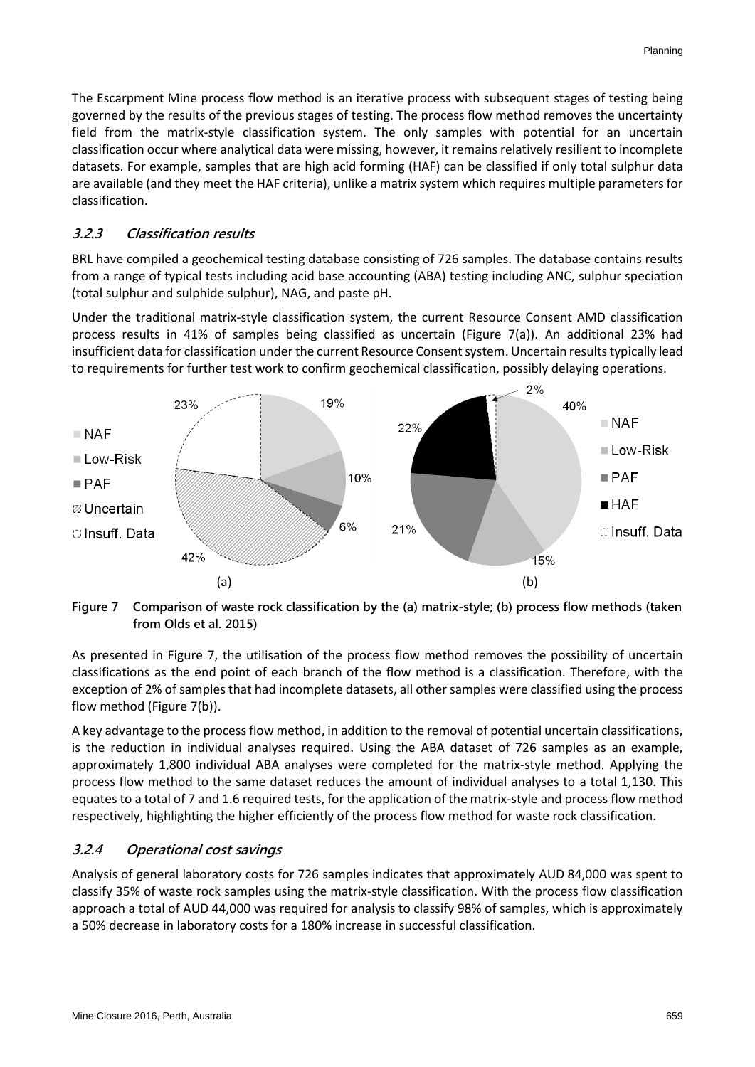The Escarpment Mine process flow method is an iterative process with subsequent stages of testing being governed by the results of the previous stages of testing. The process flow method removes the uncertainty field from the matrix-style classification system. The only samples with potential for an uncertain classification occur where analytical data were missing, however, it remains relatively resilient to incomplete datasets. For example, samples that are high acid forming (HAF) can be classified if only total sulphur data are available (and they meet the HAF criteria), unlike a matrix system which requires multiple parameters for classification.

### *3.2.3 Classification results*

BRL have compiled a geochemical testing database consisting of 726 samples. The database contains results from a range of typical tests including acid base accounting (ABA) testing including ANC, sulphur speciation (total sulphur and sulphide sulphur), NAG, and paste pH.

Under the traditional matrix-style classification system, the current Resource Consent AMD classification process results in 41% of samples being classified as uncertain (Figure 7(a)). An additional 23% had insufficient data for classification under the current Resource Consent system. Uncertain results typically lead to requirements for further test work to confirm geochemical classification, possibly delaying operations.

NAF
Low-Risk
PAF
Uncertain
Insuff. Data
23%
19%
10%
6%
42%
(a)

2%
22%
40%
21%
15%
NAF
Low-Risk
PAF
HAF
Insuff. Data
(b)

**Figure 7 Comparison of waste rock classification by the (a) matrix-style; (b) process flow methods (taken from Olds et al. 2015)**

As presented in Figure 7, the utilisation of the process flow method removes the possibility of uncertain classifications as the end point of each branch of the flow method is a classification. Therefore, with the exception of 2% of samples that had incomplete datasets, all other samples were classified using the process flow method (Figure 7(b)).

A key advantage to the process flow method, in addition to the removal of potential uncertain classifications, is the reduction in individual analyses required. Using the ABA dataset of 726 samples as an example, approximately 1,800 individual ABA analyses were completed for the matrix-style method. Applying the process flow method to the same dataset reduces the amount of individual analyses to a total 1,130. This equates to a total of 7 and 1.6 required tests, for the application of the matrix-style and process flow method respectively, highlighting the higher efficiently of the process flow method for waste rock classification.

### *3.2.4 Operational cost savings*

Analysis of general laboratory costs for 726 samples indicates that approximately AUD 84,000 was spent to classify 35% of waste rock samples using the matrix-style classification. With the process flow classification approach a total of AUD 44,000 was required for analysis to classify 98% of samples, which is approximately a 50% decrease in laboratory costs for a 180% increase in successful classification.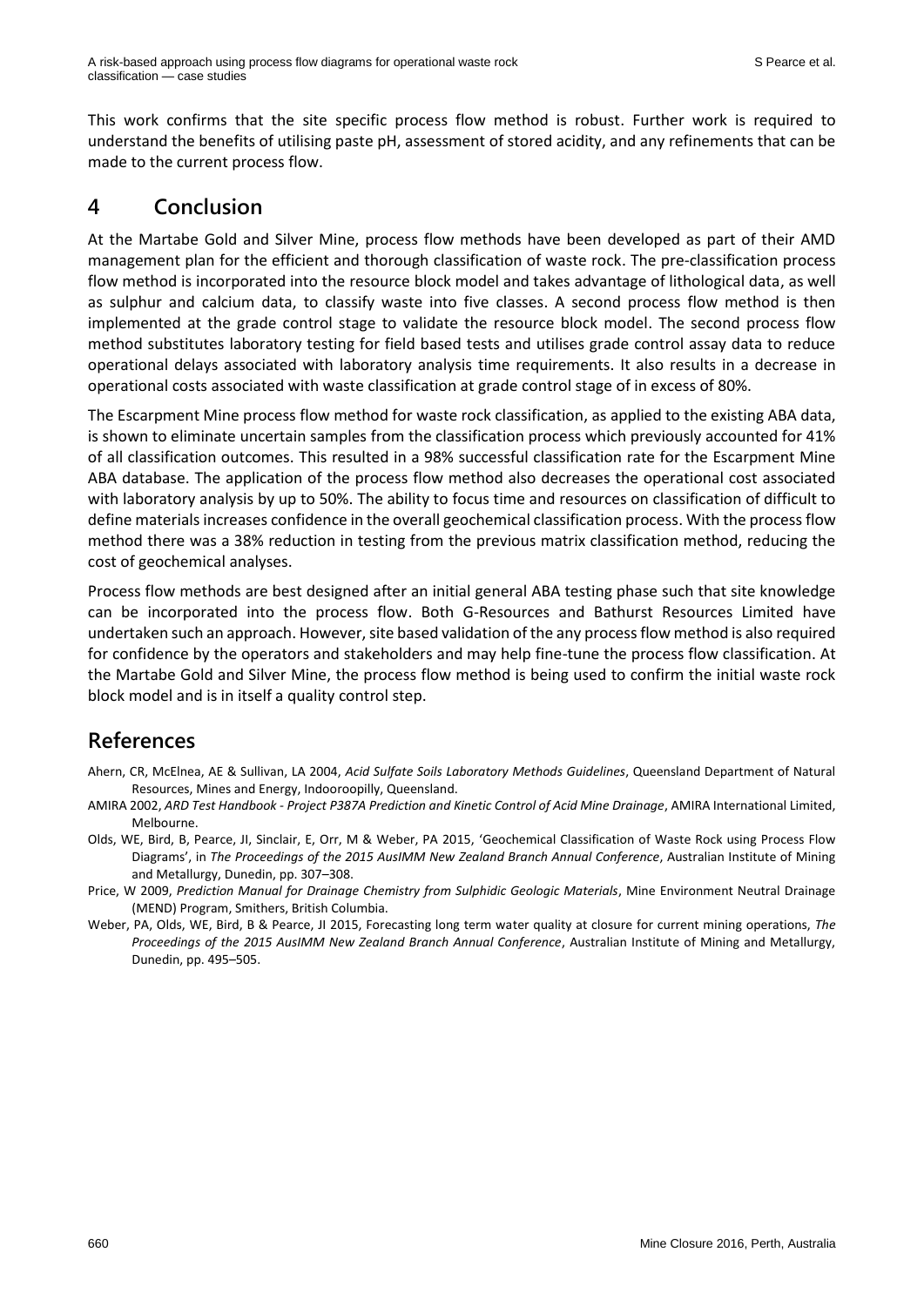This work confirms that the site specific process flow method is robust. Further work is required to understand the benefits of utilising paste pH, assessment of stored acidity, and any refinements that can be made to the current process flow.

# 4 Conclusion

At the Martabe Gold and Silver Mine, process flow methods have been developed as part of their AMD management plan for the efficient and thorough classification of waste rock. The pre-classification process flow method is incorporated into the resource block model and takes advantage of lithological data, as well as sulphur and calcium data, to classify waste into five classes. A second process flow method is then implemented at the grade control stage to validate the resource block model. The second process flow method substitutes laboratory testing for field based tests and utilises grade control assay data to reduce operational delays associated with laboratory analysis time requirements. It also results in a decrease in operational costs associated with waste classification at grade control stage of in excess of 80%.

The Escarpment Mine process flow method for waste rock classification, as applied to the existing ABA data, is shown to eliminate uncertain samples from the classification process which previously accounted for 41% of all classification outcomes. This resulted in a 98% successful classification rate for the Escarpment Mine ABA database. The application of the process flow method also decreases the operational cost associated with laboratory analysis by up to 50%. The ability to focus time and resources on classification of difficult to define materials increases confidence in the overall geochemical classification process. With the process flow method there was a 38% reduction in testing from the previous matrix classification method, reducing the cost of geochemical analyses.

Process flow methods are best designed after an initial general ABA testing phase such that site knowledge can be incorporated into the process flow. Both G-Resources and Bathurst Resources Limited have undertaken such an approach. However, site based validation of the any process flow method is also required for confidence by the operators and stakeholders and may help fine-tune the process flow classification. At the Martabe Gold and Silver Mine, the process flow method is being used to confirm the initial waste rock block model and is in itself a quality control step.

# References

Ahern, CR, McElnea, AE & Sullivan, LA 2004, *Acid Sulfate Soils Laboratory Methods Guidelines*, Queensland Department of Natural Resources, Mines and Energy, Indooroopilly, Queensland.

AMIRA 2002, *ARD Test Handbook - Project P387A Prediction and Kinetic Control of Acid Mine Drainage*, AMIRA International Limited, Melbourne.

Olds, WE, Bird, B, Pearce, JI, Sinclair, E, Orr, M & Weber, PA 2015, 'Geochemical Classification of Waste Rock using Process Flow Diagrams', in *The Proceedings of the 2015 AusIMM New Zealand Branch Annual Conference*, Australian Institute of Mining and Metallurgy, Dunedin, pp. 307–308.

Price, W 2009, *Prediction Manual for Drainage Chemistry from Sulphidic Geologic Materials*, Mine Environment Neutral Drainage (MEND) Program, Smithers, British Columbia.

Weber, PA, Olds, WE, Bird, B & Pearce, JI 2015, Forecasting long term water quality at closure for current mining operations, *The Proceedings of the 2015 AusIMM New Zealand Branch Annual Conference*, Australian Institute of Mining and Metallurgy, Dunedin, pp. 495–505.